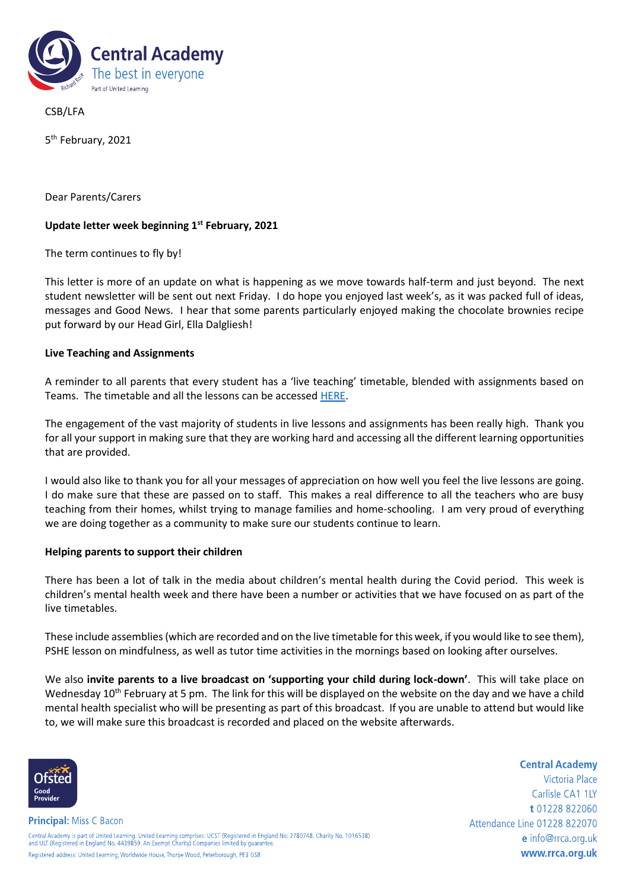CSB/LFA

5th February, 2021

Dear Parents/Carers

**Update letter week beginning 1st February, 2021**

The term continues to fly by!

This letter is more of an update on what is happening as we move towards half-term and just beyond. The next student newsletter will be sent out next Friday. I do hope you enjoyed last week's, as it was packed full of ideas, messages and Good News. I hear that some parents particularly enjoyed making the chocolate brownies recipe put forward by our Head Girl, Ella Dalgliesh!

**Live Teaching and Assignments**

A reminder to all parents that every student has a 'live teaching' timetable, blended with assignments based on Teams. The timetable and all the lessons can be accessed HERE.

The engagement of the vast majority of students in live lessons and assignments has been really high. Thank you for all your support in making sure that they are working hard and accessing all the different learning opportunities that are provided.

I would also like to thank you for all your messages of appreciation on how well you feel the live lessons are going. I do make sure that these are passed on to staff. This makes a real difference to all the teachers who are busy teaching from their homes, whilst trying to manage families and home-schooling. I am very proud of everything we are doing together as a community to make sure our students continue to learn.

**Helping parents to support their children**

There has been a lot of talk in the media about children's mental health during the Covid period. This week is children's mental health week and there have been a number or activities that we have focused on as part of the live timetables.

These include assemblies (which are recorded and on the live timetable for this week, if you would like to see them), PSHE lesson on mindfulness, as well as tutor time activities in the mornings based on looking after ourselves.

We also **invite parents to a live broadcast on 'supporting your child during lock-down'**. This will take place on Wednesday 10th February at 5 pm. The link for this will be displayed on the website on the day and we have a child mental health specialist who will be presenting as part of this broadcast. If you are unable to attend but would like to, we will make sure this broadcast is recorded and placed on the website afterwards.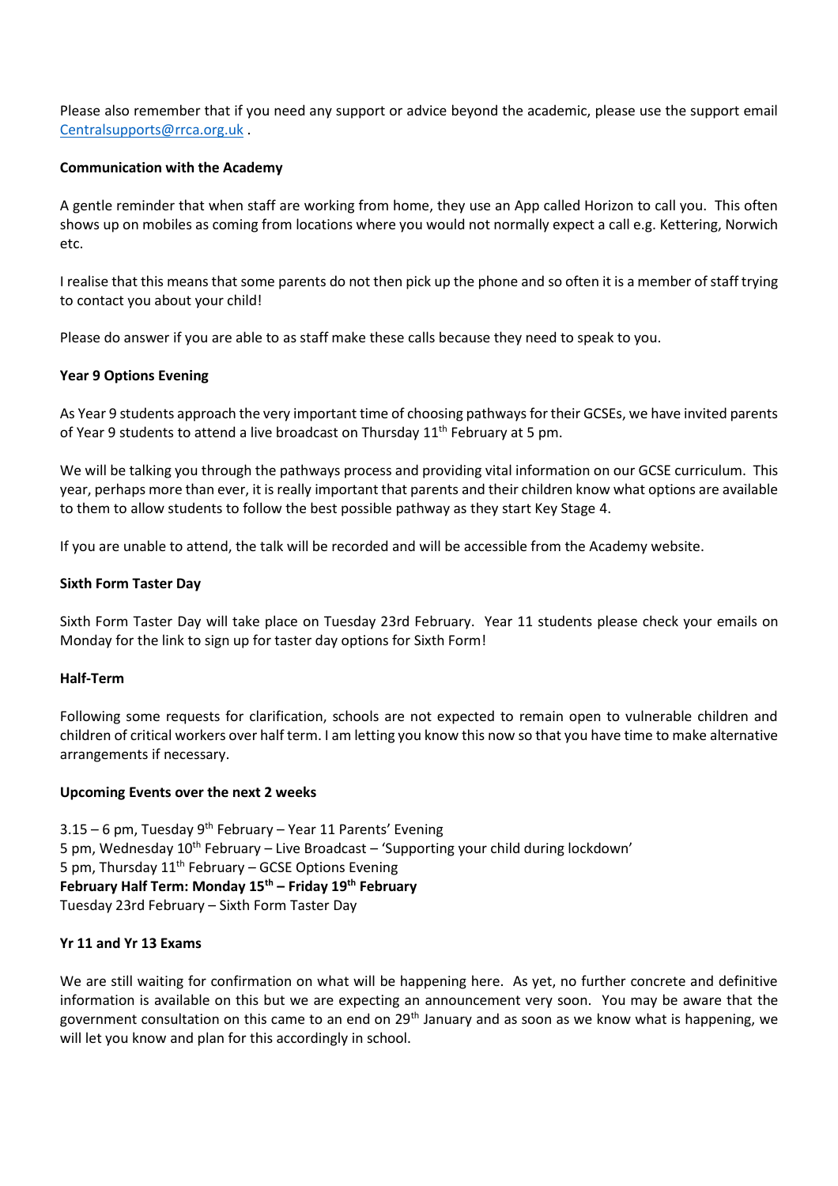Please also remember that if you need any support or advice beyond the academic, please use the support email Centralsupports@rrca.org.uk .

**Communication with the Academy**

A gentle reminder that when staff are working from home, they use an App called Horizon to call you. This often shows up on mobiles as coming from locations where you would not normally expect a call e.g. Kettering, Norwich etc.

I realise that this means that some parents do not then pick up the phone and so often it is a member of staff trying to contact you about your child!

Please do answer if you are able to as staff make these calls because they need to speak to you.

**Year 9 Options Evening**

As Year 9 students approach the very important time of choosing pathways for their GCSEs, we have invited parents of Year 9 students to attend a live broadcast on Thursday 11th February at 5 pm.

We will be talking you through the pathways process and providing vital information on our GCSE curriculum. This year, perhaps more than ever, it is really important that parents and their children know what options are available to them to allow students to follow the best possible pathway as they start Key Stage 4.

If you are unable to attend, the talk will be recorded and will be accessible from the Academy website.

**Sixth Form Taster Day**

Sixth Form Taster Day will take place on Tuesday 23rd February. Year 11 students please check your emails on Monday for the link to sign up for taster day options for Sixth Form!

**Half-Term**

Following some requests for clarification, schools are not expected to remain open to vulnerable children and children of critical workers over half term. I am letting you know this now so that you have time to make alternative arrangements if necessary.

**Upcoming Events over the next 2 weeks**

3.15 – 6 pm, Tuesday 9th February – Year 11 Parents' Evening
5 pm, Wednesday 10th February – Live Broadcast – 'Supporting your child during lockdown'
5 pm, Thursday 11th February – GCSE Options Evening
**February Half Term: Monday 15th – Friday 19th February**
Tuesday 23rd February – Sixth Form Taster Day

**Yr 11 and Yr 13 Exams**

We are still waiting for confirmation on what will be happening here. As yet, no further concrete and definitive information is available on this but we are expecting an announcement very soon. You may be aware that the government consultation on this came to an end on 29th January and as soon as we know what is happening, we will let you know and plan for this accordingly in school.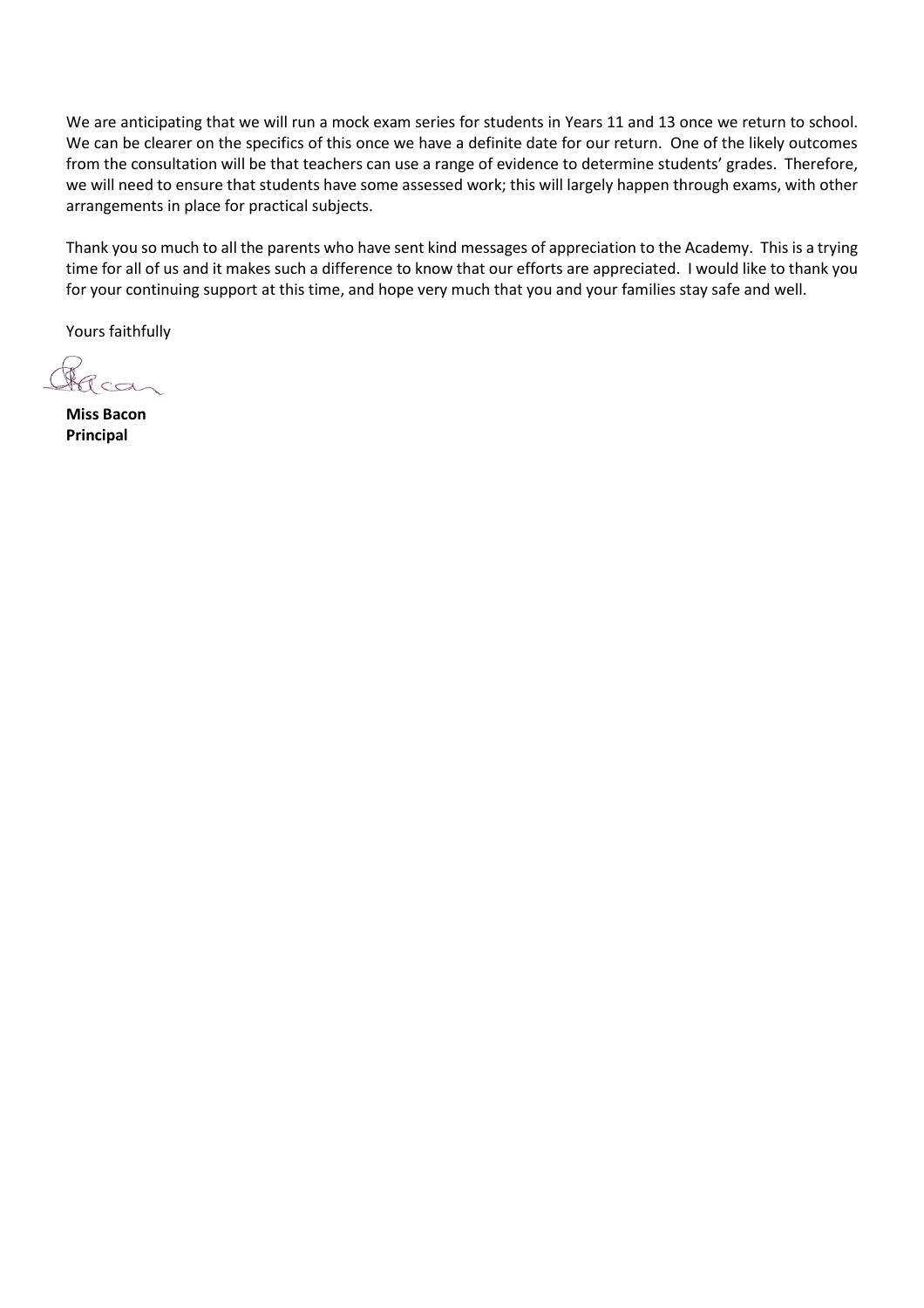We are anticipating that we will run a mock exam series for students in Years 11 and 13 once we return to school. We can be clearer on the specifics of this once we have a definite date for our return. One of the likely outcomes from the consultation will be that teachers can use a range of evidence to determine students' grades. Therefore, we will need to ensure that students have some assessed work; this will largely happen through exams, with other arrangements in place for practical subjects.

Thank you so much to all the parents who have sent kind messages of appreciation to the Academy. This is a trying time for all of us and it makes such a difference to know that our efforts are appreciated. I would like to thank you for your continuing support at this time, and hope very much that you and your families stay safe and well.

Yours faithfully

**Miss Bacon**
**Principal**